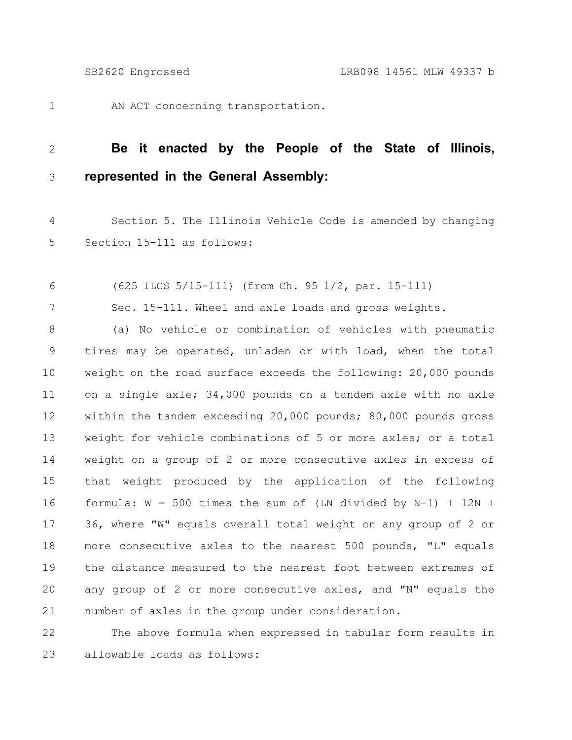AN ACT concerning transportation.

**Be it enacted by the People of the State of Illinois, represented in the General Assembly:**

Section 5. The Illinois Vehicle Code is amended by changing Section 15-111 as follows:

(625 ILCS 5/15-111) (from Ch. 95 1/2, par. 15-111)

Sec. 15-111. Wheel and axle loads and gross weights.

(a) No vehicle or combination of vehicles with pneumatic tires may be operated, unladen or with load, when the total weight on the road surface exceeds the following: 20,000 pounds on a single axle; 34,000 pounds on a tandem axle with no axle within the tandem exceeding 20,000 pounds; 80,000 pounds gross weight for vehicle combinations of 5 or more axles; or a total weight on a group of 2 or more consecutive axles in excess of that weight produced by the application of the following formula: W = 500 times the sum of (LN divided by N-1) + 12N + 36, where "W" equals overall total weight on any group of 2 or more consecutive axles to the nearest 500 pounds, "L" equals the distance measured to the nearest foot between extremes of any group of 2 or more consecutive axles, and "N" equals the number of axles in the group under consideration.

The above formula when expressed in tabular form results in allowable loads as follows: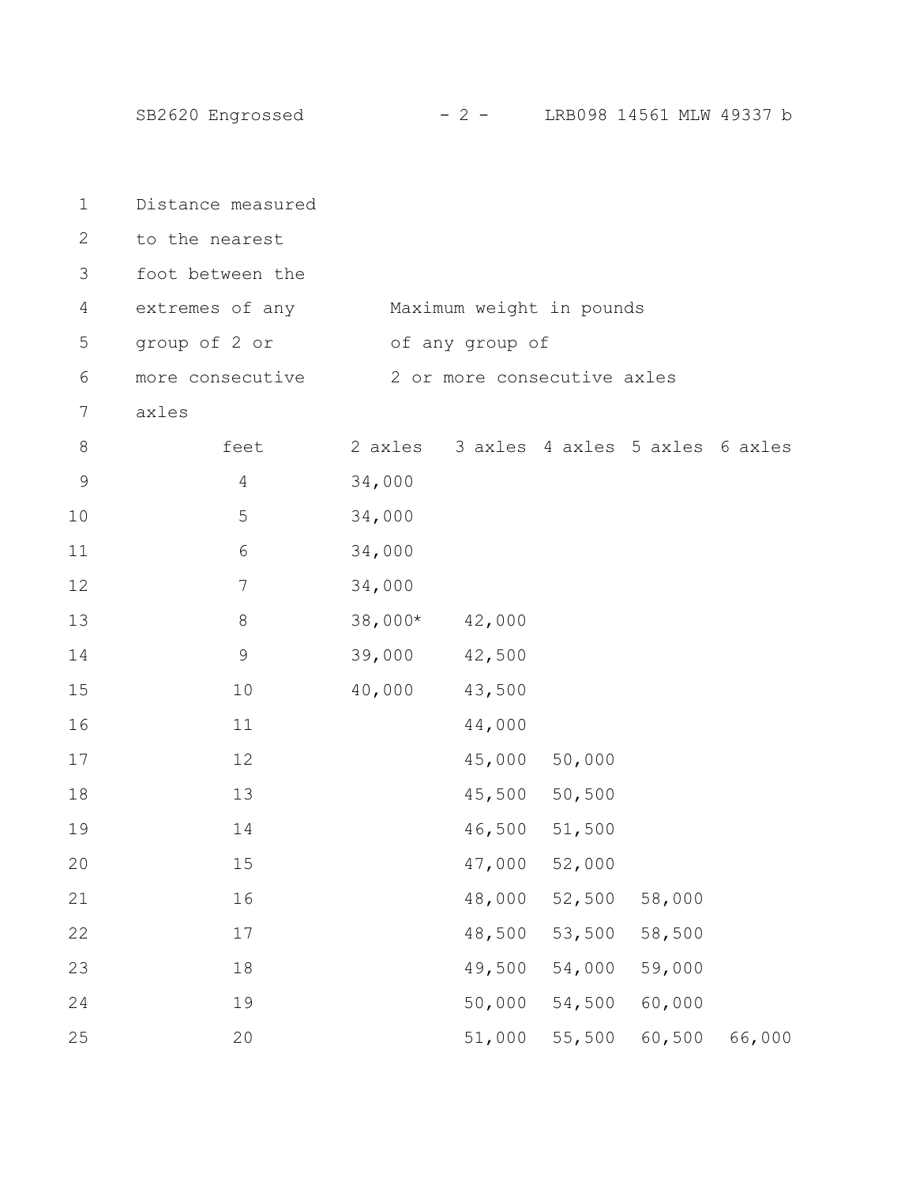| Distance measured to the nearest foot between the extremes of any group of 2 or more consecutive axles | Maximum weight in pounds of any group of 2 or more consecutive axles | | | | |
|---|---|---|---|---|---|
| feet | 2 axles | 3 axles | 4 axles | 5 axles | 6 axles |
| 4 | 34,000 | | | | |
| 5 | 34,000 | | | | |
| 6 | 34,000 | | | | |
| 7 | 34,000 | | | | |
| 8 | 38,000* | 42,000 | | | |
| 9 | 39,000 | 42,500 | | | |
| 10 | 40,000 | 43,500 | | | |
| 11 | | 44,000 | | | |
| 12 | | 45,000 | 50,000 | | |
| 13 | | 45,500 | 50,500 | | |
| 14 | | 46,500 | 51,500 | | |
| 15 | | 47,000 | 52,000 | | |
| 16 | | 48,000 | 52,500 | 58,000 | |
| 17 | | 48,500 | 53,500 | 58,500 | |
| 18 | | 49,500 | 54,000 | 59,000 | |
| 19 | | 50,000 | 54,500 | 60,000 | |
| 20 | | 51,000 | 55,500 | 60,500 | 66,000 |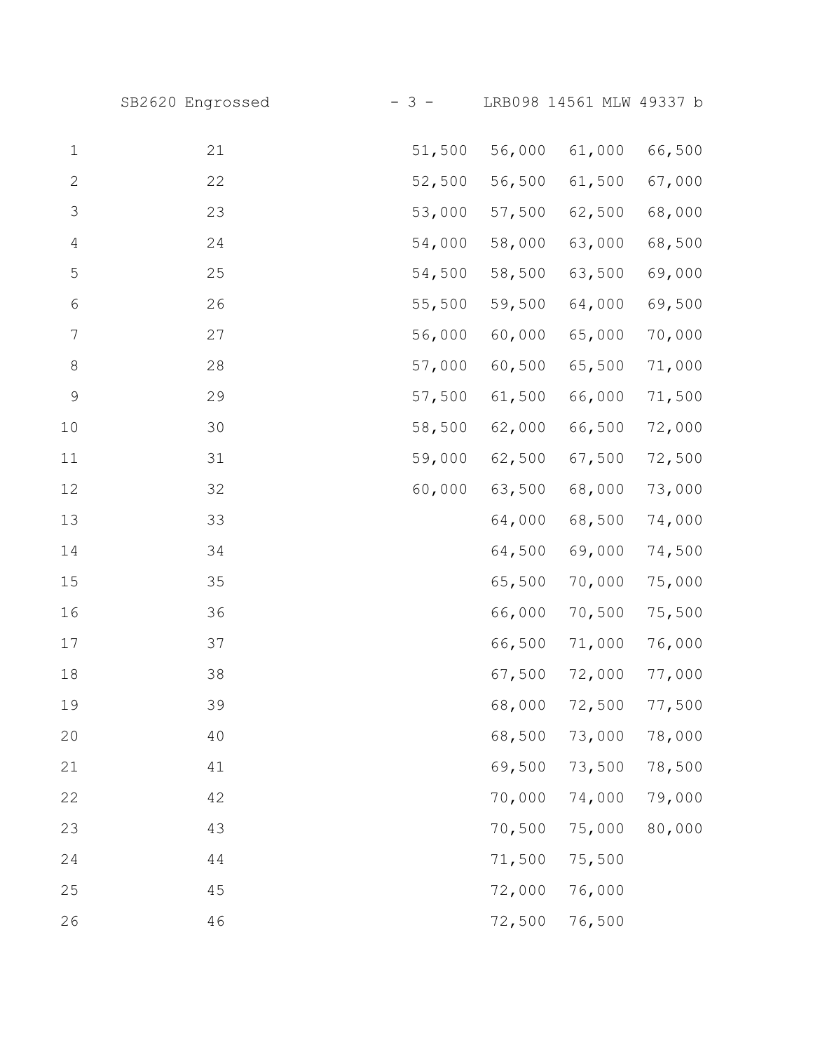| | | | | |
|---|---|---|---|---|
| 21 | 51,500 | 56,000 | 61,000 | 66,500 |
| 22 | 52,500 | 56,500 | 61,500 | 67,000 |
| 23 | 53,000 | 57,500 | 62,500 | 68,000 |
| 24 | 54,000 | 58,000 | 63,000 | 68,500 |
| 25 | 54,500 | 58,500 | 63,500 | 69,000 |
| 26 | 55,500 | 59,500 | 64,000 | 69,500 |
| 27 | 56,000 | 60,000 | 65,000 | 70,000 |
| 28 | 57,000 | 60,500 | 65,500 | 71,000 |
| 29 | 57,500 | 61,500 | 66,000 | 71,500 |
| 30 | 58,500 | 62,000 | 66,500 | 72,000 |
| 31 | 59,000 | 62,500 | 67,500 | 72,500 |
| 32 | 60,000 | 63,500 | 68,000 | 73,000 |
| 33 | | 64,000 | 68,500 | 74,000 |
| 34 | | 64,500 | 69,000 | 74,500 |
| 35 | | 65,500 | 70,000 | 75,000 |
| 36 | | 66,000 | 70,500 | 75,500 |
| 37 | | 66,500 | 71,000 | 76,000 |
| 38 | | 67,500 | 72,000 | 77,000 |
| 39 | | 68,000 | 72,500 | 77,500 |
| 40 | | 68,500 | 73,000 | 78,000 |
| 41 | | 69,500 | 73,500 | 78,500 |
| 42 | | 70,000 | 74,000 | 79,000 |
| 43 | | 70,500 | 75,000 | 80,000 |
| 44 | | 71,500 | 75,500 | |
| 45 | | 72,000 | 76,000 | |
| 46 | | 72,500 | 76,500 | |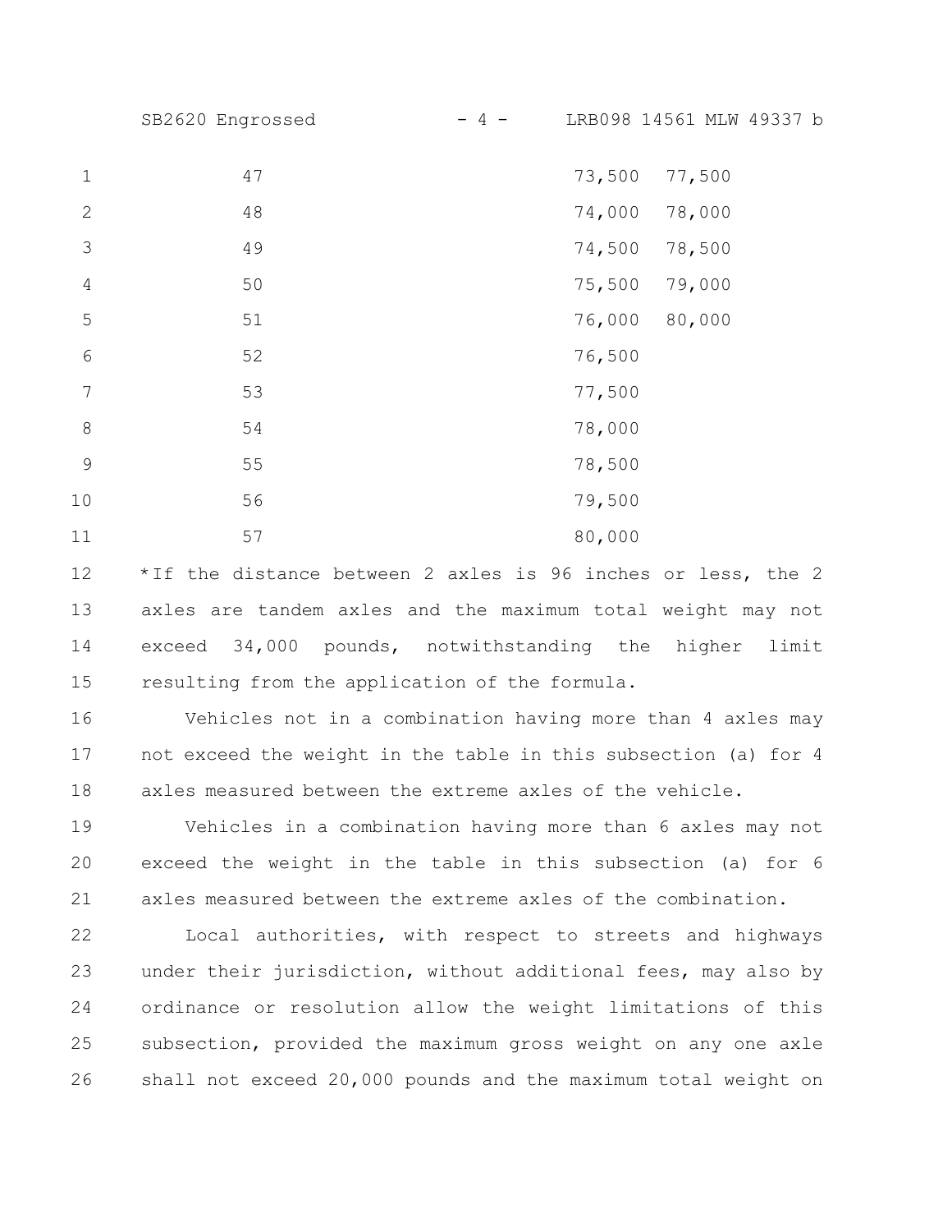| | | |
|---|---|---|
| 47 | 73,500 | 77,500 |
| 48 | 74,000 | 78,000 |
| 49 | 74,500 | 78,500 |
| 50 | 75,500 | 79,000 |
| 51 | 76,000 | 80,000 |
| 52 | 76,500 | |
| 53 | 77,500 | |
| 54 | 78,000 | |
| 55 | 78,500 | |
| 56 | 79,500 | |
| 57 | 80,000 | |

*If the distance between 2 axles is 96 inches or less, the 2 axles are tandem axles and the maximum total weight may not exceed 34,000 pounds, notwithstanding the higher limit resulting from the application of the formula.

Vehicles not in a combination having more than 4 axles may not exceed the weight in the table in this subsection (a) for 4 axles measured between the extreme axles of the vehicle.

Vehicles in a combination having more than 6 axles may not exceed the weight in the table in this subsection (a) for 6 axles measured between the extreme axles of the combination.

Local authorities, with respect to streets and highways under their jurisdiction, without additional fees, may also by ordinance or resolution allow the weight limitations of this subsection, provided the maximum gross weight on any one axle shall not exceed 20,000 pounds and the maximum total weight on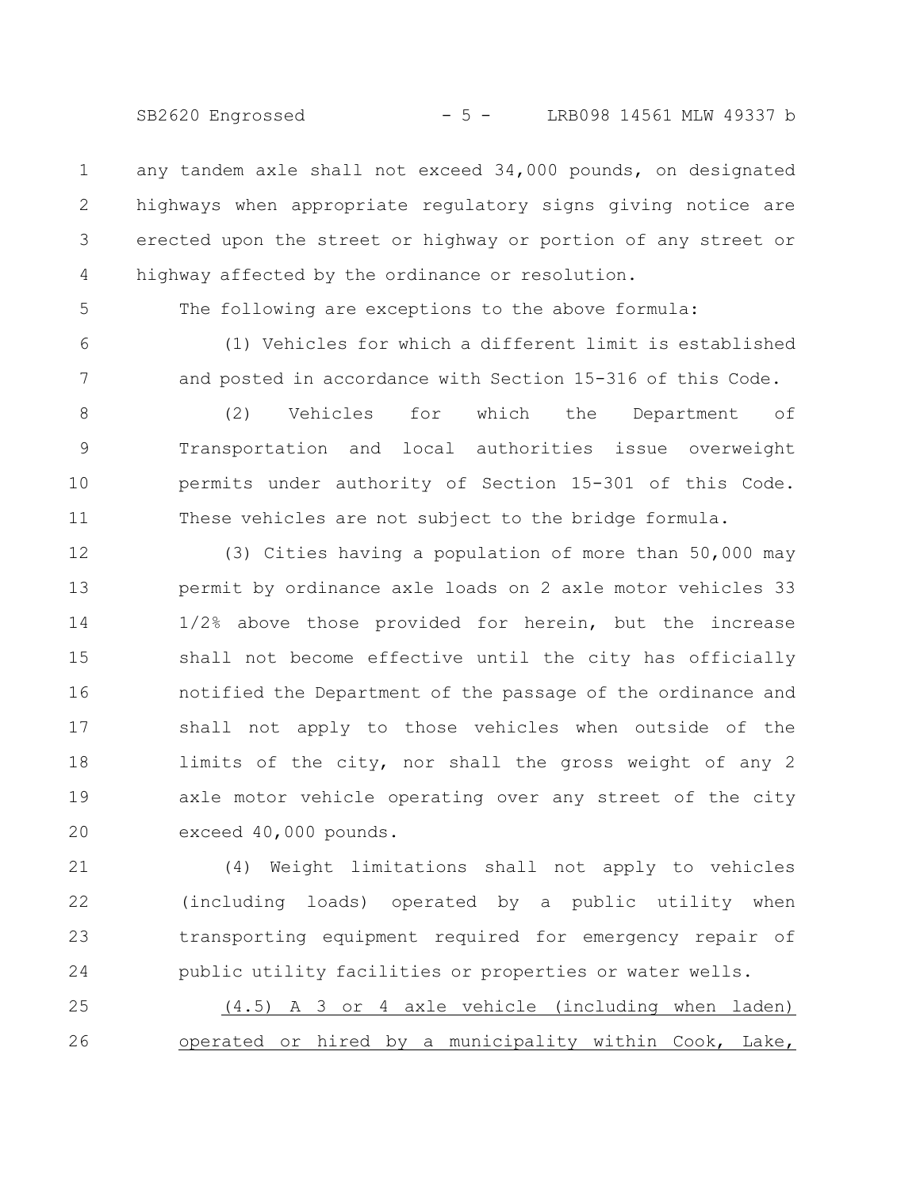any tandem axle shall not exceed 34,000 pounds, on designated highways when appropriate regulatory signs giving notice are erected upon the street or highway or portion of any street or highway affected by the ordinance or resolution.

The following are exceptions to the above formula:

(1) Vehicles for which a different limit is established and posted in accordance with Section 15-316 of this Code.

(2) Vehicles for which the Department of Transportation and local authorities issue overweight permits under authority of Section 15-301 of this Code. These vehicles are not subject to the bridge formula.

(3) Cities having a population of more than 50,000 may permit by ordinance axle loads on 2 axle motor vehicles 33 1/2% above those provided for herein, but the increase shall not become effective until the city has officially notified the Department of the passage of the ordinance and shall not apply to those vehicles when outside of the limits of the city, nor shall the gross weight of any 2 axle motor vehicle operating over any street of the city exceed 40,000 pounds.

(4) Weight limitations shall not apply to vehicles (including loads) operated by a public utility when transporting equipment required for emergency repair of public utility facilities or properties or water wells.

<u>(4.5) A 3 or 4 axle vehicle (including when laden) operated or hired by a municipality within Cook, Lake,</u>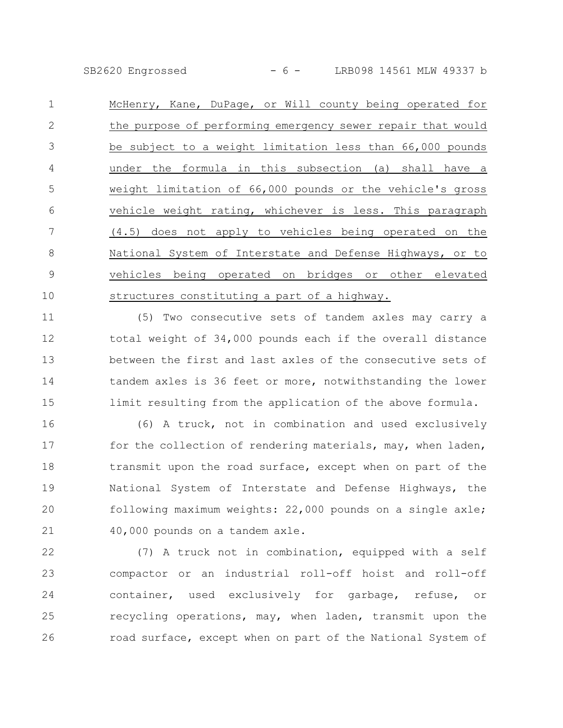McHenry, Kane, DuPage, or Will county being operated for the purpose of performing emergency sewer repair that would be subject to a weight limitation less than 66,000 pounds under the formula in this subsection (a) shall have a weight limitation of 66,000 pounds or the vehicle's gross vehicle weight rating, whichever is less. This paragraph (4.5) does not apply to vehicles being operated on the National System of Interstate and Defense Highways, or to vehicles being operated on bridges or other elevated structures constituting a part of a highway.

(5) Two consecutive sets of tandem axles may carry a total weight of 34,000 pounds each if the overall distance between the first and last axles of the consecutive sets of tandem axles is 36 feet or more, notwithstanding the lower limit resulting from the application of the above formula.

(6) A truck, not in combination and used exclusively for the collection of rendering materials, may, when laden, transmit upon the road surface, except when on part of the National System of Interstate and Defense Highways, the following maximum weights: 22,000 pounds on a single axle; 40,000 pounds on a tandem axle.

(7) A truck not in combination, equipped with a self compactor or an industrial roll-off hoist and roll-off container, used exclusively for garbage, refuse, or recycling operations, may, when laden, transmit upon the road surface, except when on part of the National System of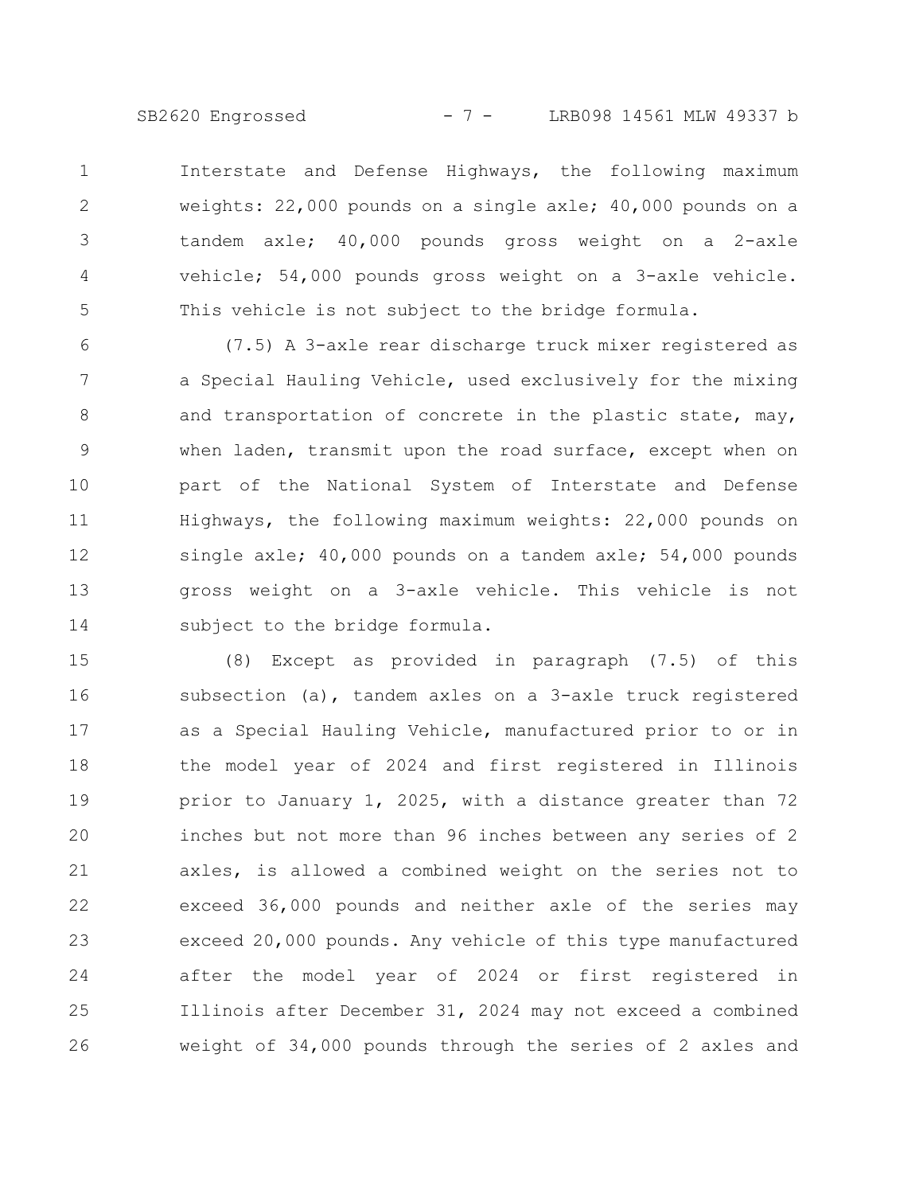Interstate and Defense Highways, the following maximum weights: 22,000 pounds on a single axle; 40,000 pounds on a tandem axle; 40,000 pounds gross weight on a 2-axle vehicle; 54,000 pounds gross weight on a 3-axle vehicle. This vehicle is not subject to the bridge formula.

(7.5) A 3-axle rear discharge truck mixer registered as a Special Hauling Vehicle, used exclusively for the mixing and transportation of concrete in the plastic state, may, when laden, transmit upon the road surface, except when on part of the National System of Interstate and Defense Highways, the following maximum weights: 22,000 pounds on single axle; 40,000 pounds on a tandem axle; 54,000 pounds gross weight on a 3-axle vehicle. This vehicle is not subject to the bridge formula.

(8) Except as provided in paragraph (7.5) of this subsection (a), tandem axles on a 3-axle truck registered as a Special Hauling Vehicle, manufactured prior to or in the model year of 2024 and first registered in Illinois prior to January 1, 2025, with a distance greater than 72 inches but not more than 96 inches between any series of 2 axles, is allowed a combined weight on the series not to exceed 36,000 pounds and neither axle of the series may exceed 20,000 pounds. Any vehicle of this type manufactured after the model year of 2024 or first registered in Illinois after December 31, 2024 may not exceed a combined weight of 34,000 pounds through the series of 2 axles and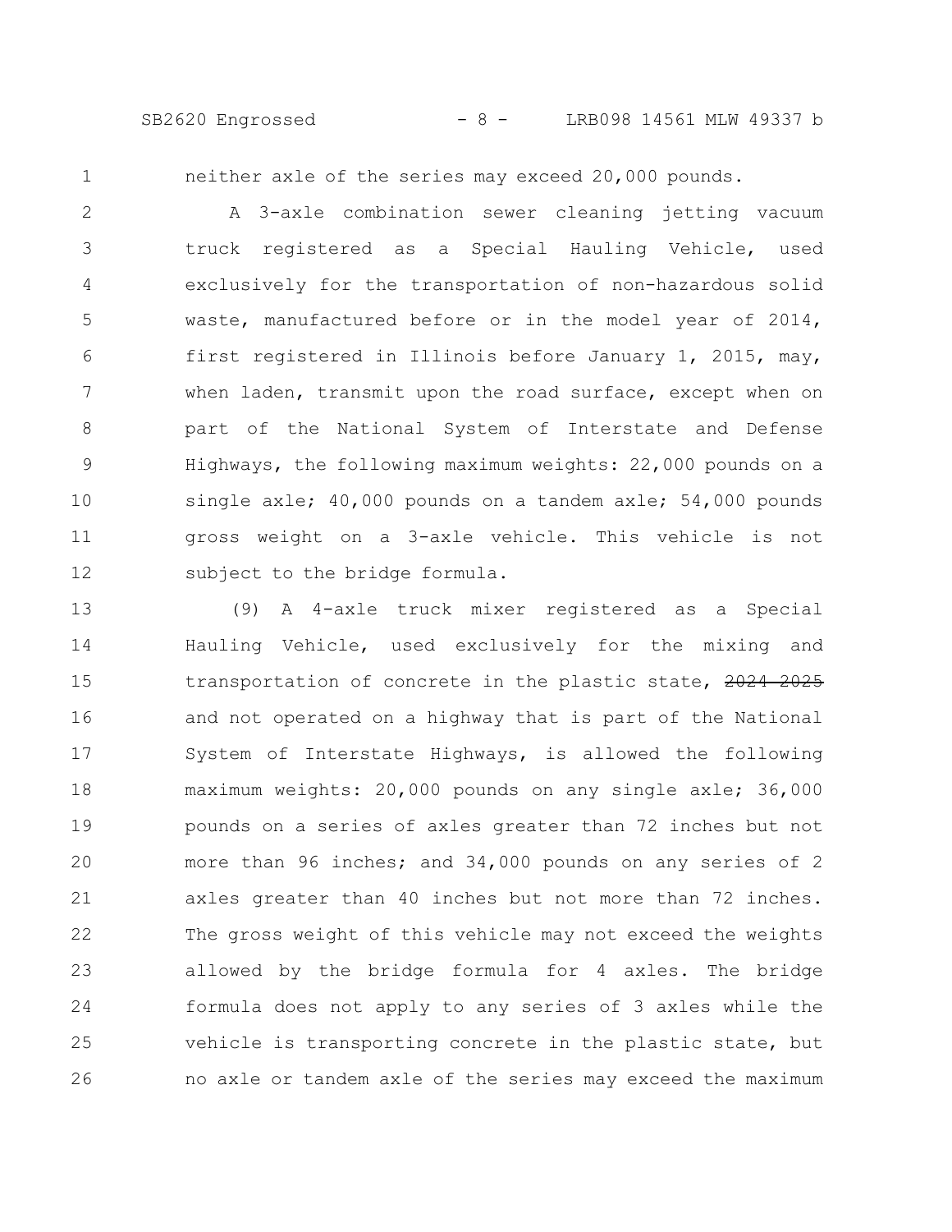neither axle of the series may exceed 20,000 pounds.

A 3-axle combination sewer cleaning jetting vacuum truck registered as a Special Hauling Vehicle, used exclusively for the transportation of non-hazardous solid waste, manufactured before or in the model year of 2014, first registered in Illinois before January 1, 2015, may, when laden, transmit upon the road surface, except when on part of the National System of Interstate and Defense Highways, the following maximum weights: 22,000 pounds on a single axle; 40,000 pounds on a tandem axle; 54,000 pounds gross weight on a 3-axle vehicle. This vehicle is not subject to the bridge formula.

(9) A 4-axle truck mixer registered as a Special Hauling Vehicle, used exclusively for the mixing and transportation of concrete in the plastic state, ~~2024 2025~~ and not operated on a highway that is part of the National System of Interstate Highways, is allowed the following maximum weights: 20,000 pounds on any single axle; 36,000 pounds on a series of axles greater than 72 inches but not more than 96 inches; and 34,000 pounds on any series of 2 axles greater than 40 inches but not more than 72 inches. The gross weight of this vehicle may not exceed the weights allowed by the bridge formula for 4 axles. The bridge formula does not apply to any series of 3 axles while the vehicle is transporting concrete in the plastic state, but no axle or tandem axle of the series may exceed the maximum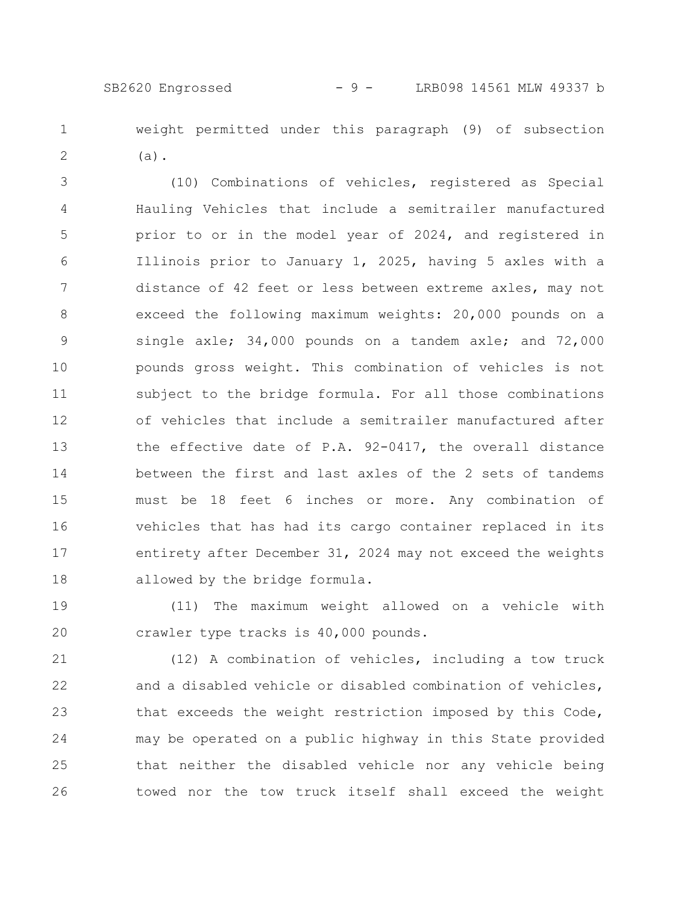weight permitted under this paragraph (9) of subsection (a).

(10) Combinations of vehicles, registered as Special Hauling Vehicles that include a semitrailer manufactured prior to or in the model year of 2024, and registered in Illinois prior to January 1, 2025, having 5 axles with a distance of 42 feet or less between extreme axles, may not exceed the following maximum weights: 20,000 pounds on a single axle; 34,000 pounds on a tandem axle; and 72,000 pounds gross weight. This combination of vehicles is not subject to the bridge formula. For all those combinations of vehicles that include a semitrailer manufactured after the effective date of P.A. 92-0417, the overall distance between the first and last axles of the 2 sets of tandems must be 18 feet 6 inches or more. Any combination of vehicles that has had its cargo container replaced in its entirety after December 31, 2024 may not exceed the weights allowed by the bridge formula.

(11) The maximum weight allowed on a vehicle with crawler type tracks is 40,000 pounds.

(12) A combination of vehicles, including a tow truck and a disabled vehicle or disabled combination of vehicles, that exceeds the weight restriction imposed by this Code, may be operated on a public highway in this State provided that neither the disabled vehicle nor any vehicle being towed nor the tow truck itself shall exceed the weight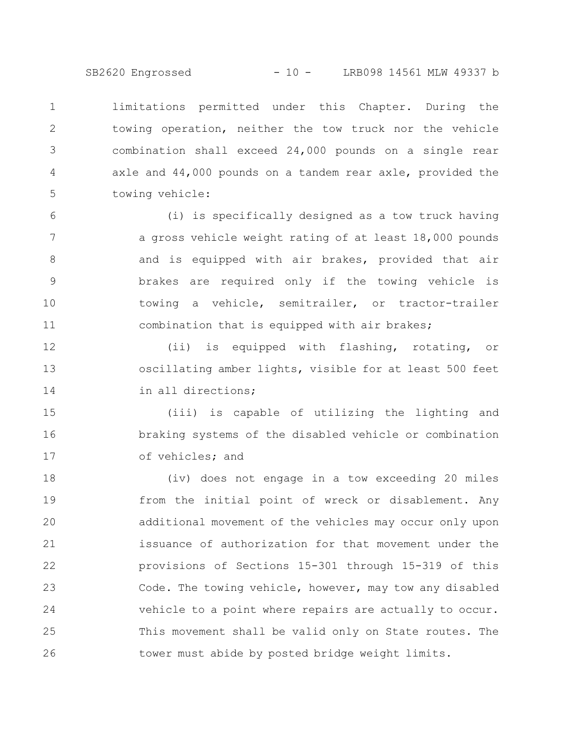limitations permitted under this Chapter. During the towing operation, neither the tow truck nor the vehicle combination shall exceed 24,000 pounds on a single rear axle and 44,000 pounds on a tandem rear axle, provided the towing vehicle:

(i) is specifically designed as a tow truck having a gross vehicle weight rating of at least 18,000 pounds and is equipped with air brakes, provided that air brakes are required only if the towing vehicle is towing a vehicle, semitrailer, or tractor-trailer combination that is equipped with air brakes;

(ii) is equipped with flashing, rotating, or oscillating amber lights, visible for at least 500 feet in all directions;

(iii) is capable of utilizing the lighting and braking systems of the disabled vehicle or combination of vehicles; and

(iv) does not engage in a tow exceeding 20 miles from the initial point of wreck or disablement. Any additional movement of the vehicles may occur only upon issuance of authorization for that movement under the provisions of Sections 15-301 through 15-319 of this Code. The towing vehicle, however, may tow any disabled vehicle to a point where repairs are actually to occur. This movement shall be valid only on State routes. The tower must abide by posted bridge weight limits.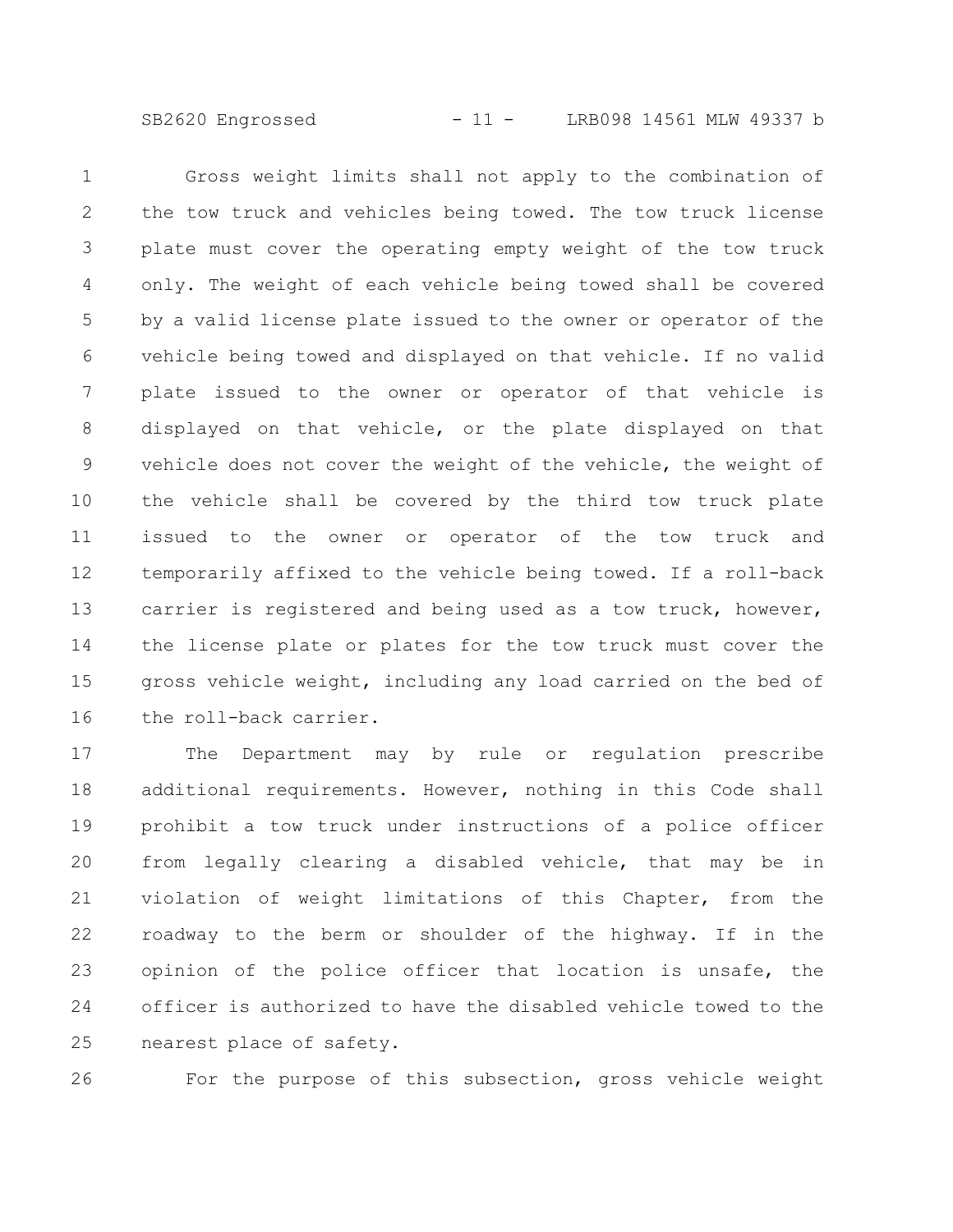Gross weight limits shall not apply to the combination of the tow truck and vehicles being towed. The tow truck license plate must cover the operating empty weight of the tow truck only. The weight of each vehicle being towed shall be covered by a valid license plate issued to the owner or operator of the vehicle being towed and displayed on that vehicle. If no valid plate issued to the owner or operator of that vehicle is displayed on that vehicle, or the plate displayed on that vehicle does not cover the weight of the vehicle, the weight of the vehicle shall be covered by the third tow truck plate issued to the owner or operator of the tow truck and temporarily affixed to the vehicle being towed. If a roll-back carrier is registered and being used as a tow truck, however, the license plate or plates for the tow truck must cover the gross vehicle weight, including any load carried on the bed of the roll-back carrier.

The Department may by rule or regulation prescribe additional requirements. However, nothing in this Code shall prohibit a tow truck under instructions of a police officer from legally clearing a disabled vehicle, that may be in violation of weight limitations of this Chapter, from the roadway to the berm or shoulder of the highway. If in the opinion of the police officer that location is unsafe, the officer is authorized to have the disabled vehicle towed to the nearest place of safety.

For the purpose of this subsection, gross vehicle weight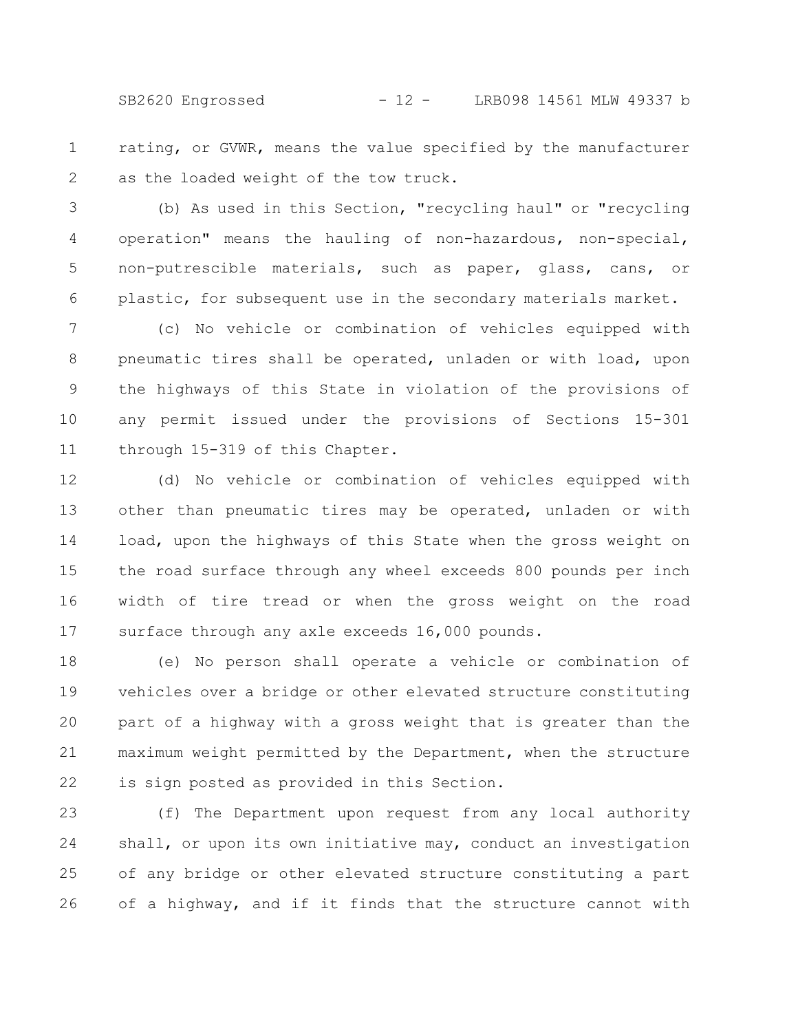rating, or GVWR, means the value specified by the manufacturer as the loaded weight of the tow truck.

(b) As used in this Section, "recycling haul" or "recycling operation" means the hauling of non-hazardous, non-special, non-putrescible materials, such as paper, glass, cans, or plastic, for subsequent use in the secondary materials market.

(c) No vehicle or combination of vehicles equipped with pneumatic tires shall be operated, unladen or with load, upon the highways of this State in violation of the provisions of any permit issued under the provisions of Sections 15-301 through 15-319 of this Chapter.

(d) No vehicle or combination of vehicles equipped with other than pneumatic tires may be operated, unladen or with load, upon the highways of this State when the gross weight on the road surface through any wheel exceeds 800 pounds per inch width of tire tread or when the gross weight on the road surface through any axle exceeds 16,000 pounds.

(e) No person shall operate a vehicle or combination of vehicles over a bridge or other elevated structure constituting part of a highway with a gross weight that is greater than the maximum weight permitted by the Department, when the structure is sign posted as provided in this Section.

(f) The Department upon request from any local authority shall, or upon its own initiative may, conduct an investigation of any bridge or other elevated structure constituting a part of a highway, and if it finds that the structure cannot with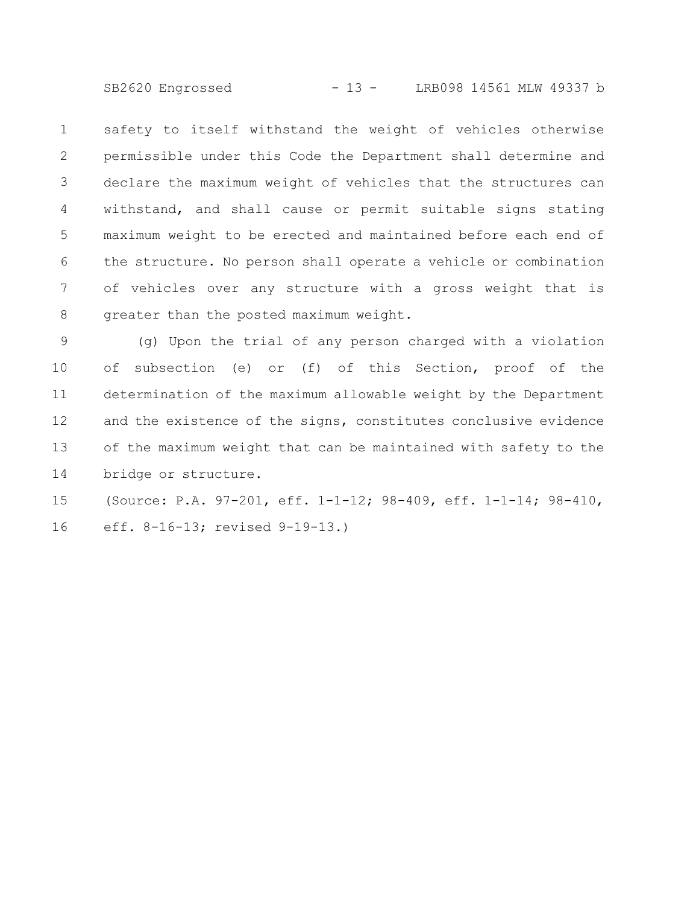safety to itself withstand the weight of vehicles otherwise permissible under this Code the Department shall determine and declare the maximum weight of vehicles that the structures can withstand, and shall cause or permit suitable signs stating maximum weight to be erected and maintained before each end of the structure. No person shall operate a vehicle or combination of vehicles over any structure with a gross weight that is greater than the posted maximum weight.

(g) Upon the trial of any person charged with a violation of subsection (e) or (f) of this Section, proof of the determination of the maximum allowable weight by the Department and the existence of the signs, constitutes conclusive evidence of the maximum weight that can be maintained with safety to the bridge or structure.

(Source: P.A. 97-201, eff. 1-1-12; 98-409, eff. 1-1-14; 98-410, eff. 8-16-13; revised 9-19-13.)